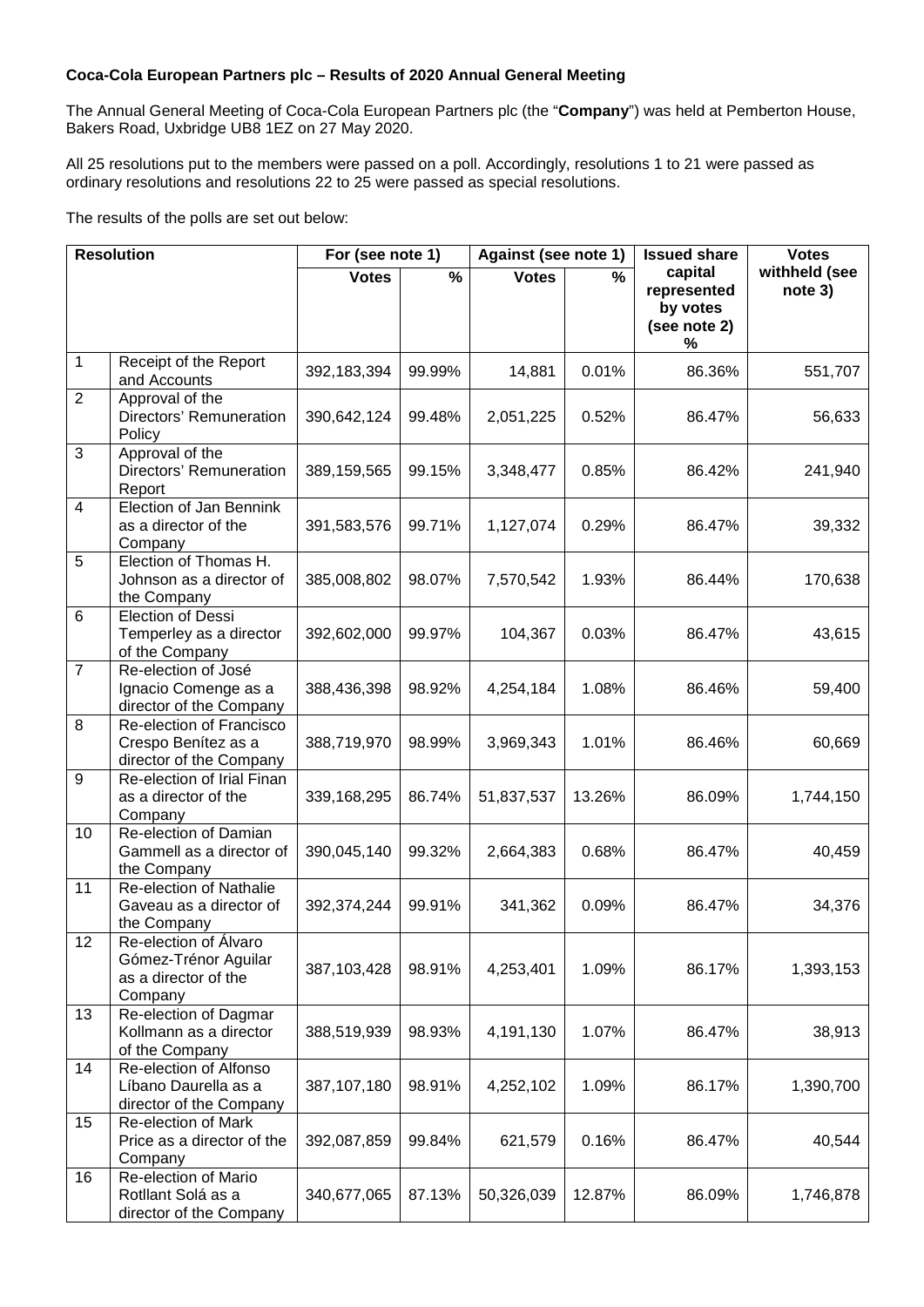**Coca-Cola European Partners plc – Results of 2020 Annual General Meeting**

The Annual General Meeting of Coca-Cola European Partners plc (the "**Company**") was held at Pemberton House, Bakers Road, Uxbridge UB8 1EZ on 27 May 2020.

All 25 resolutions put to the members were passed on a poll. Accordingly, resolutions 1 to 21 were passed as ordinary resolutions and resolutions 22 to 25 were passed as special resolutions.

The results of the polls are set out below:

| **Resolution** | | **For (see note 1)** | | **Against (see note 1)** | | **Issued share capital represented by votes (see note 2) %** | **Votes withheld (see note 3)** |
|---|---|---|---|---|---|---|---|
| | | **Votes** | **%** | **Votes** | **%** | | |
| 1 | Receipt of the Report and Accounts | 392,183,394 | 99.99% | 14,881 | 0.01% | 86.36% | 551,707 |
| 2 | Approval of the Directors' Remuneration Policy | 390,642,124 | 99.48% | 2,051,225 | 0.52% | 86.47% | 56,633 |
| 3 | Approval of the Directors' Remuneration Report | 389,159,565 | 99.15% | 3,348,477 | 0.85% | 86.42% | 241,940 |
| 4 | Election of Jan Bennink as a director of the Company | 391,583,576 | 99.71% | 1,127,074 | 0.29% | 86.47% | 39,332 |
| 5 | Election of Thomas H. Johnson as a director of the Company | 385,008,802 | 98.07% | 7,570,542 | 1.93% | 86.44% | 170,638 |
| 6 | Election of Dessi Temperley as a director of the Company | 392,602,000 | 99.97% | 104,367 | 0.03% | 86.47% | 43,615 |
| 7 | Re-election of José Ignacio Comenge as a director of the Company | 388,436,398 | 98.92% | 4,254,184 | 1.08% | 86.46% | 59,400 |
| 8 | Re-election of Francisco Crespo Benítez as a director of the Company | 388,719,970 | 98.99% | 3,969,343 | 1.01% | 86.46% | 60,669 |
| 9 | Re-election of Irial Finan as a director of the Company | 339,168,295 | 86.74% | 51,837,537 | 13.26% | 86.09% | 1,744,150 |
| 10 | Re-election of Damian Gammell as a director of the Company | 390,045,140 | 99.32% | 2,664,383 | 0.68% | 86.47% | 40,459 |
| 11 | Re-election of Nathalie Gaveau as a director of the Company | 392,374,244 | 99.91% | 341,362 | 0.09% | 86.47% | 34,376 |
| 12 | Re-election of Álvaro Gómez-Trénor Aguilar as a director of the Company | 387,103,428 | 98.91% | 4,253,401 | 1.09% | 86.17% | 1,393,153 |
| 13 | Re-election of Dagmar Kollmann as a director of the Company | 388,519,939 | 98.93% | 4,191,130 | 1.07% | 86.47% | 38,913 |
| 14 | Re-election of Alfonso Líbano Daurella as a director of the Company | 387,107,180 | 98.91% | 4,252,102 | 1.09% | 86.17% | 1,390,700 |
| 15 | Re-election of Mark Price as a director of the Company | 392,087,859 | 99.84% | 621,579 | 0.16% | 86.47% | 40,544 |
| 16 | Re-election of Mario Rotllant Solá as a director of the Company | 340,677,065 | 87.13% | 50,326,039 | 12.87% | 86.09% | 1,746,878 |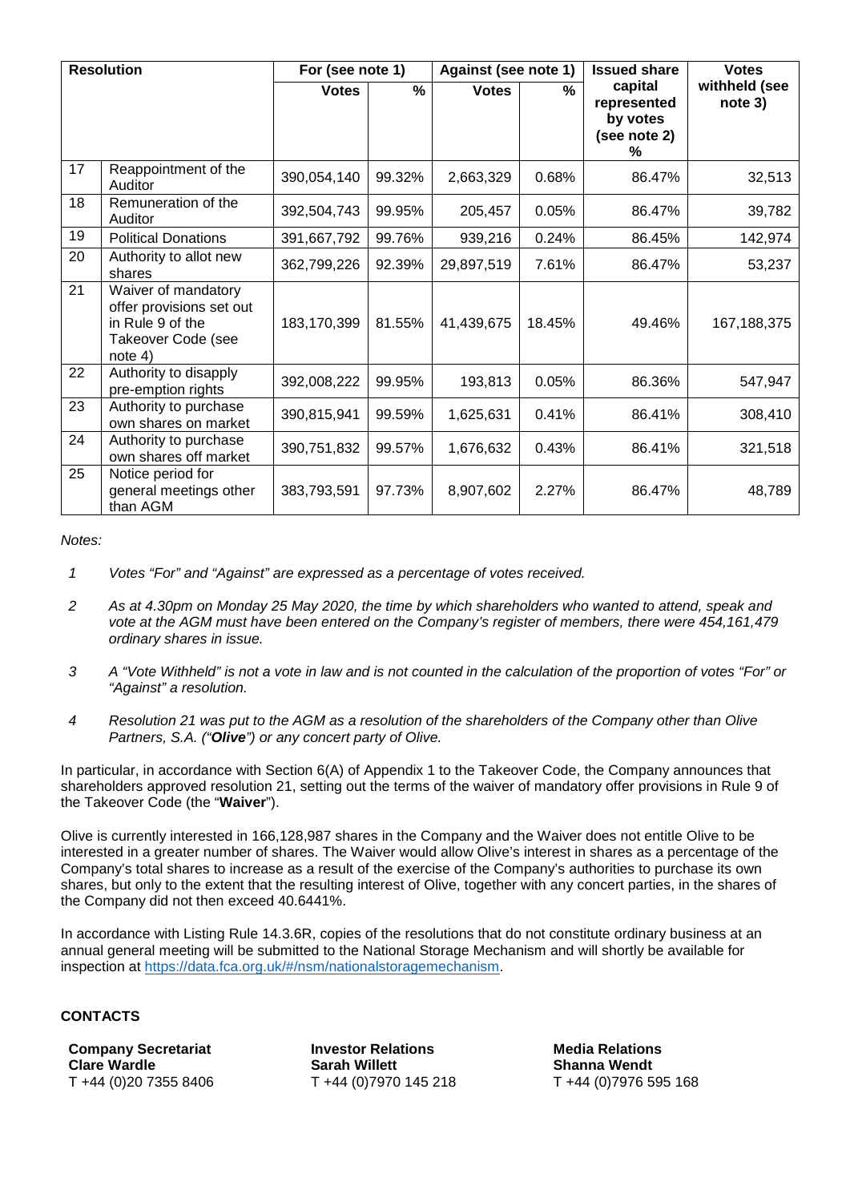| Resolution | | For (see note 1) | | Against (see note 1) | | Issued share capital represented by votes (see note 2) | Votes withheld (see note 3) |
|---|---|---|---|---|---|---|---|
| | | Votes | % | Votes | % | % | |
| 17 | Reappointment of the Auditor | 390,054,140 | 99.32% | 2,663,329 | 0.68% | 86.47% | 32,513 |
| 18 | Remuneration of the Auditor | 392,504,743 | 99.95% | 205,457 | 0.05% | 86.47% | 39,782 |
| 19 | Political Donations | 391,667,792 | 99.76% | 939,216 | 0.24% | 86.45% | 142,974 |
| 20 | Authority to allot new shares | 362,799,226 | 92.39% | 29,897,519 | 7.61% | 86.47% | 53,237 |
| 21 | Waiver of mandatory offer provisions set out in Rule 9 of the Takeover Code (see note 4) | 183,170,399 | 81.55% | 41,439,675 | 18.45% | 49.46% | 167,188,375 |
| 22 | Authority to disapply pre-emption rights | 392,008,222 | 99.95% | 193,813 | 0.05% | 86.36% | 547,947 |
| 23 | Authority to purchase own shares on market | 390,815,941 | 99.59% | 1,625,631 | 0.41% | 86.41% | 308,410 |
| 24 | Authority to purchase own shares off market | 390,751,832 | 99.57% | 1,676,632 | 0.43% | 86.41% | 321,518 |
| 25 | Notice period for general meetings other than AGM | 383,793,591 | 97.73% | 8,907,602 | 2.27% | 86.47% | 48,789 |

*Notes:*

1. *Votes "For" and "Against" are expressed as a percentage of votes received.*
2. *As at 4.30pm on Monday 25 May 2020, the time by which shareholders who wanted to attend, speak and vote at the AGM must have been entered on the Company's register of members, there were 454,161,479 ordinary shares in issue.*
3. *A "Vote Withheld" is not a vote in law and is not counted in the calculation of the proportion of votes "For" or "Against" a resolution.*
4. *Resolution 21 was put to the AGM as a resolution of the shareholders of the Company other than Olive Partners, S.A. ("**Olive**") or any concert party of Olive.*

In particular, in accordance with Section 6(A) of Appendix 1 to the Takeover Code, the Company announces that shareholders approved resolution 21, setting out the terms of the waiver of mandatory offer provisions in Rule 9 of the Takeover Code (the "**Waiver**").

Olive is currently interested in 166,128,987 shares in the Company and the Waiver does not entitle Olive to be interested in a greater number of shares. The Waiver would allow Olive's interest in shares as a percentage of the Company's total shares to increase as a result of the exercise of the Company's authorities to purchase its own shares, but only to the extent that the resulting interest of Olive, together with any concert parties, in the shares of the Company did not then exceed 40.6441%.

In accordance with Listing Rule 14.3.6R, copies of the resolutions that do not constitute ordinary business at an annual general meeting will be submitted to the National Storage Mechanism and will shortly be available for inspection at https://data.fca.org.uk/#/nsm/nationalstoragemechanism.

## CONTACTS

**Company Secretariat**
**Clare Wardle**
T +44 (0)20 7355 8406

**Investor Relations**
**Sarah Willett**
T +44 (0)7970 145 218

**Media Relations**
**Shanna Wendt**
T +44 (0)7976 595 168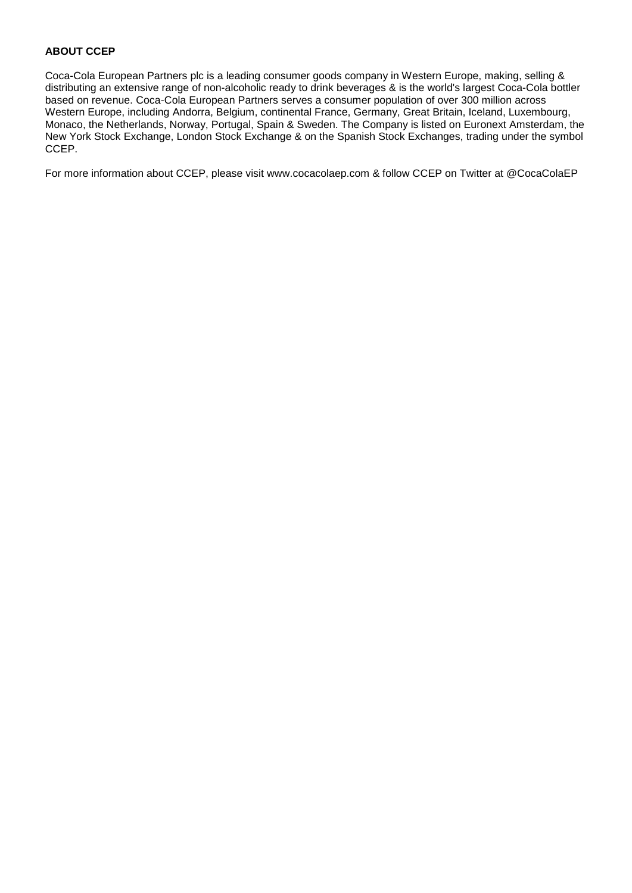**ABOUT CCEP**

Coca-Cola European Partners plc is a leading consumer goods company in Western Europe, making, selling & distributing an extensive range of non-alcoholic ready to drink beverages & is the world's largest Coca-Cola bottler based on revenue. Coca-Cola European Partners serves a consumer population of over 300 million across Western Europe, including Andorra, Belgium, continental France, Germany, Great Britain, Iceland, Luxembourg, Monaco, the Netherlands, Norway, Portugal, Spain & Sweden. The Company is listed on Euronext Amsterdam, the New York Stock Exchange, London Stock Exchange & on the Spanish Stock Exchanges, trading under the symbol CCEP.

For more information about CCEP, please visit www.cocacolaep.com & follow CCEP on Twitter at @CocaColaEP